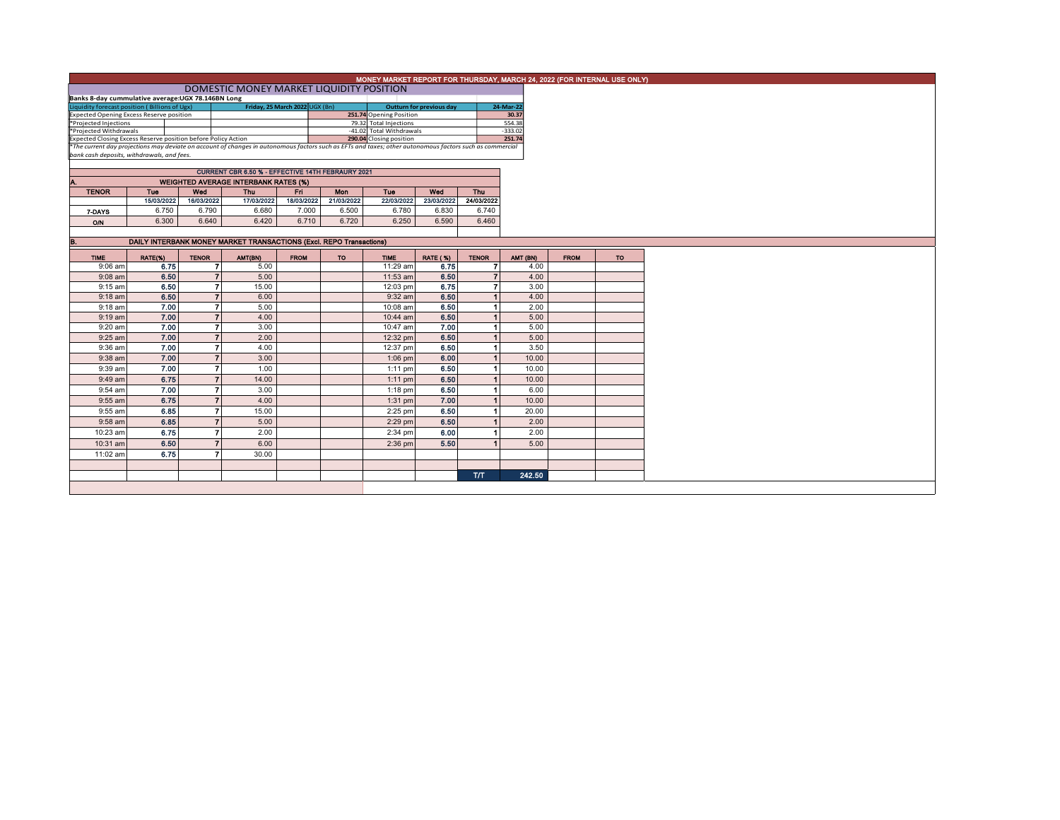# MONEY MARKET REPORT FOR THURSDAY, MARCH 24, 2022 (FOR INTERNAL USE ONLY)

## DOMESTIC MONEY MARKET LIQUIDITY POSITION

**Banks 8-day cummulative average:UGX 78.146BN Long**

| Liquidity forecast position ( Billions of Ugx) | Friday, 25 March 2022 UGX (Bn) | Outturn for previous day | 24-Mar-22 |
|---|---|---|---|
| Expected Opening Excess Reserve position | 251.74 | Opening Position | 30.37 |
| *Projected Injections | 79.32 | Total Injections | 554.38 |
| *Projected Withdrawals | -41.02 | Total Withdrawals | -333.02 |
| Expected Closing Excess Reserve position before Policy Action | 290.04 | Closing position | 251.74 |

*The current day projections may deviate on account of changes in autonomous factors such as EFTs and taxes; other autonomous factors such as commercial bank cash deposits, withdrawals, and fees.

### CURRENT CBR 6.50 % - EFFECTIVE 14TH FEBRAURY 2021

### A. WEIGHTED AVERAGE INTERBANK RATES (%)

| TENOR | Tue | Wed | Thu | Fri | Mon | Tue | Wed | Thu |
|---|---|---|---|---|---|---|---|---|
| | 15/03/2022 | 16/03/2022 | 17/03/2022 | 18/03/2022 | 21/03/2022 | 22/03/2022 | 23/03/2022 | 24/03/2022 |
| 7-DAYS | 6.750 | 6.790 | 6.680 | 7.000 | 6.500 | 6.780 | 6.830 | 6.740 |
| O/N | 6.300 | 6.640 | 6.420 | 6.710 | 6.720 | 6.250 | 6.590 | 6.460 |

### B. DAILY INTERBANK MONEY MARKET TRANSACTIONS (Excl. REPO Transactions)

| TIME | RATE(%) | TENOR | AMT(BN) | FROM | TO | TIME | RATE (%) | TENOR | AMT (BN) | FROM | TO |
|---|---|---|---|---|---|---|---|---|---|---|---|
| 9:06 am | 6.75 | 7 | 5.00 | | | 11:29 am | 6.75 | 7 | 4.00 | | |
| 9:08 am | 6.50 | 7 | 5.00 | | | 11:53 am | 6.50 | 7 | 4.00 | | |
| 9:15 am | 6.50 | 7 | 15.00 | | | 12:03 pm | 6.75 | 7 | 3.00 | | |
| 9:18 am | 6.50 | 7 | 6.00 | | | 9:32 am | 6.50 | 1 | 4.00 | | |
| 9:18 am | 7.00 | 7 | 5.00 | | | 10:08 am | 6.50 | 1 | 2.00 | | |
| 9:19 am | 7.00 | 7 | 4.00 | | | 10:44 am | 6.50 | 1 | 5.00 | | |
| 9:20 am | 7.00 | 7 | 3.00 | | | 10:47 am | 7.00 | 1 | 5.00 | | |
| 9:25 am | 7.00 | 7 | 2.00 | | | 12:32 pm | 6.50 | 1 | 5.00 | | |
| 9:36 am | 7.00 | 7 | 4.00 | | | 12:37 pm | 6.50 | 1 | 3.50 | | |
| 9:38 am | 7.00 | 7 | 3.00 | | | 1:06 pm | 6.00 | 1 | 10.00 | | |
| 9:39 am | 7.00 | 7 | 1.00 | | | 1:11 pm | 6.50 | 1 | 10.00 | | |
| 9:49 am | 6.75 | 7 | 14.00 | | | 1:11 pm | 6.50 | 1 | 10.00 | | |
| 9:54 am | 7.00 | 7 | 3.00 | | | 1:18 pm | 6.50 | 1 | 6.00 | | |
| 9:55 am | 6.75 | 7 | 4.00 | | | 1:31 pm | 7.00 | 1 | 10.00 | | |
| 9:55 am | 6.85 | 7 | 15.00 | | | 2:25 pm | 6.50 | 1 | 20.00 | | |
| 9:58 am | 6.85 | 7 | 5.00 | | | 2:29 pm | 6.50 | 1 | 2.00 | | |
| 10:23 am | 6.75 | 7 | 2.00 | | | 2:34 pm | 6.00 | 1 | 2.00 | | |
| 10:31 am | 6.50 | 7 | 6.00 | | | 2:36 pm | 5.50 | 1 | 5.00 | | |
| 11:02 am | 6.75 | 7 | 30.00 | | | | | | | | |
| | | | | | | | | T/T | 242.50 | | |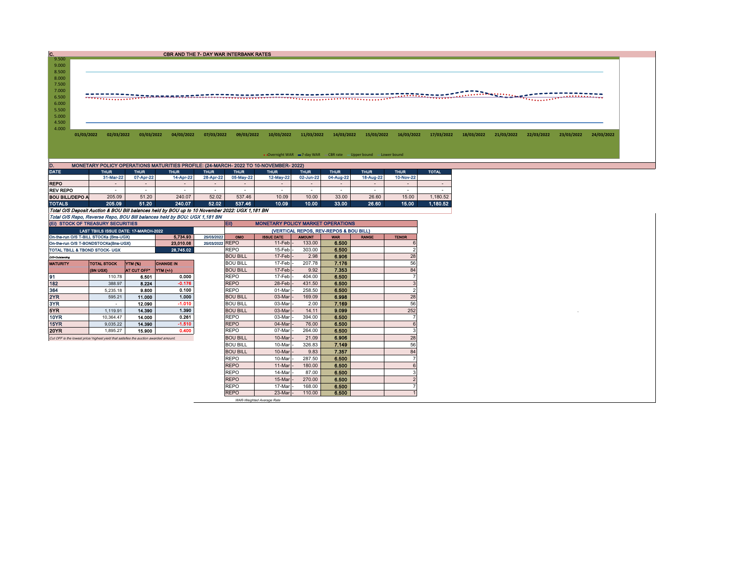## C. CBR AND THE 7- DAY WAR INTERBANK RATES

9.500
9.000
8.500
8.000
7.500
7.000
6.500
6.000
5.500
5.000
4.500
4.000

01/03/2022 02/03/2022 03/03/2022 04/03/2022 07/03/2022 09/03/2022 10/03/2022 11/03/2022 14/03/2022 15/03/2022 16/03/2022 17/03/2022 18/03/2022 21/03/2022 22/03/2022 23/03/2022 24/03/2022

Overnight WAR 7-day WAR CBR rate Upper bound Lower bound

## D. MONETARY POLICY OPERATIONS MATURITIES PROFILE: (24-MARCH- 2022 TO 10-NOVEMBER- 2022)

| DATE | THUR | THUR | THUR | THUR | THUR | THUR | THUR | THUR | THUR | THUR | TOTAL |
|---|---|---|---|---|---|---|---|---|---|---|---|
| | 31-Mar-22 | 07-Apr-22 | 14-Apr-22 | 28-Apr-22 | 05-May-22 | 12-May-22 | 02-Jun-22 | 04-Aug-22 | 18-Aug-22 | 10-Nov-22 | |
| REPO | - | - | - | - | - | - | - | - | - | - | - |
| REV REPO | - | - | - | - | - | - | - | - | - | - | - |
| BOU BILL/DEPO A | 205.09 | 51.20 | 240.07 | 52.02 | 537.46 | 10.09 | 10.00 | 33.00 | 26.60 | 15.00 | 1,180.52 |
| TOTALS | 205.09 | 51.20 | 240.07 | 52.02 | 537.46 | 10.09 | 10.00 | 33.00 | 26.60 | 15.00 | 1,180.52 |

*Total O/S Deposit Auction & BOU Bill balances held by BOU up to 10 November 2022: UGX 1,181 BN*

*Total O/S Repo, Reverse Repo, BOU Bill balances held by BOU: UGX 1,181 BN*

## (Ei) STOCK OF TREASURY SECURITIES

| LAST TBIILS ISSUE DATE: 17-MARCH-2022 | | |
|---|---|---|
| On-the-run O/S T-BILL STOCKs (Bns-UGX) | 5,734.93 | 25/03/2022 |
| On-the-run O/S T-BONDSTOCKs(Bns-UGX) | 23,010.08 | 25/03/2022 |
| TOTAL TBILL & TBOND STOCK- UGX | 28,745.02 | |

O/S=Outstanding

| MATURITY | TOTAL STOCK (BN UGX) | YTM (%) AT CUT OFF* | CHANGE IN YTM (+/-) |
|---|---|---|---|
| 91 | 110.78 | 6.501 | 0.000 |
| 182 | 388.97 | 8.224 | -0.176 |
| 364 | 5,235.18 | 9.800 | 0.100 |
| 2YR | 595.21 | 11.000 | 1.000 |
| 3YR | - | 12.090 | -1.010 |
| 5YR | 1,119.91 | 14.390 | 1.390 |
| 10YR | 10,364.47 | 14.000 | 0.261 |
| 15YR | 9,035.22 | 14.390 | -1.510 |
| 20YR | 1,895.27 | 15.900 | 0.400 |

*Cut OFF is the lowest price/ highest yield that satisfies the auction awarded amount.*

## Eii) MONETARY POLICY MARKET OPERATIONS

(VERTICAL REPOS, REV-REPOS & BOU BILL)

| OMO | ISSUE DATE | AMOUNT | WAR | RANGE | TENOR |
|---|---|---|---|---|---|
| REPO | 11-Feb | 133.00 | 6.500 | | 6 |
| REPO | 15-Feb | 303.00 | 6.500 | | 2 |
| BOU BILL | 17-Feb | 2.98 | 6.906 | | 28 |
| BOU BILL | 17-Feb | 207.78 | 7.176 | | 56 |
| BOU BILL | 17-Feb | 9.92 | 7.353 | | 84 |
| REPO | 17-Feb | 404.00 | 6.500 | | 7 |
| REPO | 28-Feb | 431.50 | 6.500 | | 3 |
| REPO | 01-Mar | 258.50 | 6.500 | | 2 |
| BOU BILL | 03-Mar | 169.09 | 6.998 | | 28 |
| BOU BILL | 03-Mar | 2.00 | 7.169 | | 56 |
| BOU BILL | 03-Mar | 14.11 | 9.099 | | 252 |
| REPO | 03-Mar | 394.00 | 6.500 | | 7 |
| REPO | 04-Mar | 76.00 | 6.500 | | 6 |
| REPO | 07-Mar | 264.00 | 6.500 | | 3 |
| BOU BILL | 10-Mar | 21.09 | 6.906 | | 28 |
| BOU BILL | 10-Mar | 326.83 | 7.149 | | 56 |
| BOU BILL | 10-Mar | 9.83 | 7.357 | | 84 |
| REPO | 10-Mar | 287.50 | 6.500 | | 7 |
| REPO | 11-Mar | 180.00 | 6.500 | | 6 |
| REPO | 14-Mar | 87.00 | 6.500 | | 3 |
| REPO | 15-Mar | 270.00 | 6.500 | | 2 |
| REPO | 17-Mar | 168.00 | 6.500 | | 7 |
| REPO | 23-Mar | 110.00 | 6.500 | | 1 |

*WAR-Weighted Average Rate*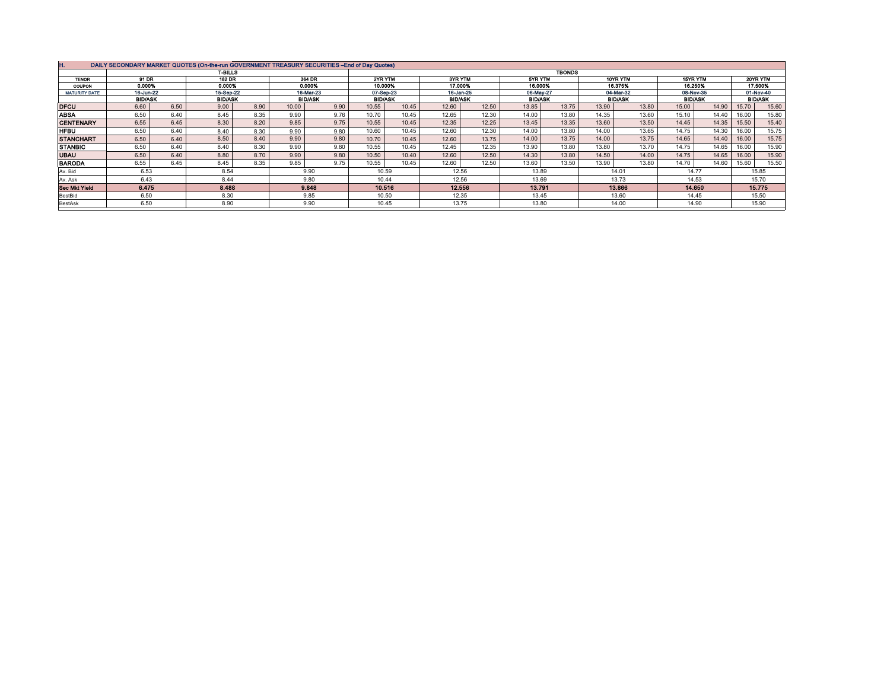| H. | DAILY SECONDARY MARKET QUOTES (On-the-run GOVERNMENT TREASURY SECURITIES –End of Day Quotes) | | | | | | | | | | | | | | | | | |
|---|---|---|---|---|---|---|---|---|---|---|---|---|---|---|---|---|---|---|
| | T-BILLS | | | | | | TBONDS | | | | | | | | | | | |
| TENOR | 91 DR | | 182 DR | | 364 DR | | 2YR YTM | | 3YR YTM | | 5YR YTM | | 10YR YTM | | 15YR YTM | | 20YR YTM | |
| COUPON | 0.000% | | 0.000% | | 0.000% | | 10.000% | | 17.000% | | 16.000% | | 16.375% | | 16.250% | | 17.500% | |
| MATURITY DATE | 16-Jun-22 | | 15-Sep-22 | | 16-Mar-23 | | 07-Sep-23 | | 16-Jan-25 | | 06-May-27 | | 04-Mar-32 | | 08-Nov-35 | | 01-Nov-40 | |
| | BID/ASK | | BID/ASK | | BID/ASK | | BID/ASK | | BID/ASK | | BID/ASK | | BID/ASK | | BID/ASK | | BID/ASK | |
| DFCU | 6.60 | 6.50 | 9.00 | 8.90 | 10.00 | 9.90 | 10.55 | 10.45 | 12.60 | 12.50 | 13.85 | 13.75 | 13.90 | 13.80 | 15.00 | 14.90 | 15.70 | 15.60 |
| ABSA | 6.50 | 6.40 | 8.45 | 8.35 | 9.90 | 9.76 | 10.70 | 10.45 | 12.65 | 12.30 | 14.00 | 13.80 | 14.35 | 13.60 | 15.10 | 14.40 | 16.00 | 15.80 |
| CENTENARY | 6.55 | 6.45 | 8.30 | 8.20 | 9.85 | 9.75 | 10.55 | 10.45 | 12.35 | 12.25 | 13.45 | 13.35 | 13.60 | 13.50 | 14.45 | 14.35 | 15.50 | 15.40 |
| HFBU | 6.50 | 6.40 | 8.40 | 8.30 | 9.90 | 9.80 | 10.60 | 10.45 | 12.60 | 12.30 | 14.00 | 13.80 | 14.00 | 13.65 | 14.75 | 14.30 | 16.00 | 15.75 |
| STANCHART | 6.50 | 6.40 | 8.50 | 8.40 | 9.90 | 9.80 | 10.70 | 10.45 | 12.60 | 13.75 | 14.00 | 13.75 | 14.00 | 13.75 | 14.65 | 14.40 | 16.00 | 15.75 |
| STANBIC | 6.50 | 6.40 | 8.40 | 8.30 | 9.90 | 9.80 | 10.55 | 10.45 | 12.45 | 12.35 | 13.90 | 13.80 | 13.80 | 13.70 | 14.75 | 14.65 | 16.00 | 15.90 |
| UBAU | 6.50 | 6.40 | 8.80 | 8.70 | 9.90 | 9.80 | 10.50 | 10.40 | 12.60 | 12.50 | 14.30 | 13.80 | 14.50 | 14.00 | 14.75 | 14.65 | 16.00 | 15.90 |
| BARODA | 6.55 | 6.45 | 8.45 | 8.35 | 9.85 | 9.75 | 10.55 | 10.45 | 12.60 | 12.50 | 13.60 | 13.50 | 13.90 | 13.80 | 14.70 | 14.60 | 15.60 | 15.50 |
| Av. Bid | 6.53 | | 8.54 | | 9.90 | | 10.59 | | 12.56 | | 13.89 | | 14.01 | | 14.77 | | 15.85 | |
| Av. Ask | 6.43 | | 8.44 | | 9.80 | | 10.44 | | 12.56 | | 13.69 | | 13.73 | | 14.53 | | 15.70 | |
| **Sec Mkt Yield** | **6.475** | | **8.488** | | **9.848** | | **10.516** | | **12.556** | | **13.791** | | **13.866** | | **14.650** | | **15.775** | |
| BestBid | 6.50 | | 8.30 | | 9.85 | | 10.50 | | 12.35 | | 13.45 | | 13.60 | | 14.45 | | 15.50 | |
| BestAsk | 6.50 | | 8.90 | | 9.90 | | 10.45 | | 13.75 | | 13.80 | | 14.00 | | 14.90 | | 15.90 | |